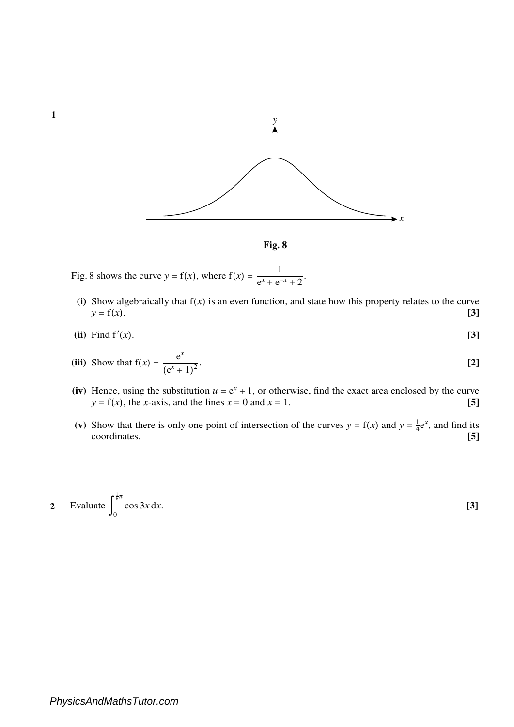**1**

y

x

**Fig. 8**

Fig. 8 shows the curve $y = \mathrm{f}(x)$, where $\mathrm{f}(x) = \dfrac{1}{\mathrm{e}^x + \mathrm{e}^{-x} + 2}$.

**(i)** Show algebraically that $\mathrm{f}(x)$ is an even function, and state how this property relates to the curve $y = \mathrm{f}(x)$. **[3]**

**(ii)** Find $\mathrm{f}'(x)$. **[3]**

**(iii)** Show that $\mathrm{f}(x) = \dfrac{\mathrm{e}^x}{(\mathrm{e}^x + 1)^2}$. **[2]**

**(iv)** Hence, using the substitution $u = \mathrm{e}^x + 1$, or otherwise, find the exact area enclosed by the curve $y = \mathrm{f}(x)$, the $x$-axis, and the lines $x = 0$ and $x = 1$. **[5]**

**(v)** Show that there is only one point of intersection of the curves $y = \mathrm{f}(x)$ and $y = \frac{1}{4}\mathrm{e}^x$, and find its coordinates. **[5]**

**2** Evaluate $\displaystyle\int_0^{\frac{1}{6}\pi} \cos 3x \, \mathrm{d}x$. **[3]**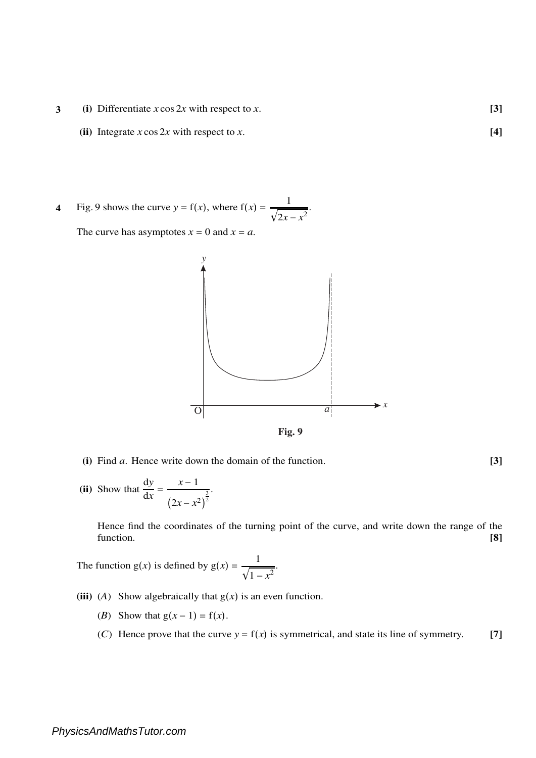**3** **(i)** Differentiate $x \cos 2x$ with respect to $x$. **[3]**

**(ii)** Integrate $x \cos 2x$ with respect to $x$. **[4]**

**4** Fig. 9 shows the curve $y = \text{f}(x)$, where $\text{f}(x) = \dfrac{1}{\sqrt{2x - x^2}}$.

The curve has asymptotes $x = 0$ and $x = a$.

y

x

O

a

**Fig. 9**

**(i)** Find $a$. Hence write down the domain of the function. **[3]**

**(ii)** Show that $\dfrac{\text{d}y}{\text{d}x} = \dfrac{x - 1}{\left(2x - x^2\right)^{\frac{3}{2}}}$.

Hence find the coordinates of the turning point of the curve, and write down the range of the function. **[8]**

The function $\text{g}(x)$ is defined by $\text{g}(x) = \dfrac{1}{\sqrt{1 - x^2}}$.

**(iii)** (*A*) Show algebraically that $\text{g}(x)$ is an even function.

(*B*) Show that $\text{g}(x - 1) = \text{f}(x)$.

(*C*) Hence prove that the curve $y = \text{f}(x)$ is symmetrical, and state its line of symmetry. **[7]**